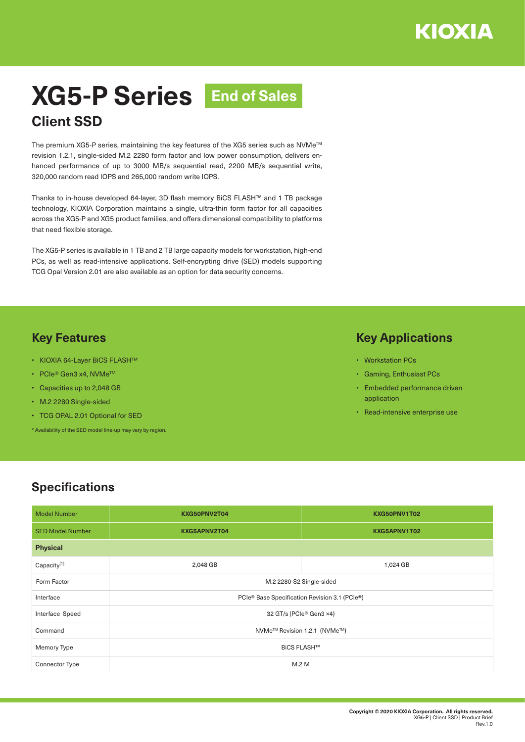KIOXIA

# XG5-P Series End of Sales

## Client SSD

The premium XG5-P series, maintaining the key features of the XG5 series such as NVMe™ revision 1.2.1, single-sided M.2 2280 form factor and low power consumption, delivers enhanced performance of up to 3000 MB/s sequential read, 2200 MB/s sequential write, 320,000 random read IOPS and 265,000 random write IOPS.

Thanks to in-house developed 64-layer, 3D flash memory BiCS FLASH™ and 1 TB package technology, KIOXIA Corporation maintains a single, ultra-thin form factor for all capacities across the XG5-P and XG5 product families, and offers dimensional compatibility to platforms that need flexible storage.

The XG5-P series is available in 1 TB and 2 TB large capacity models for workstation, high-end PCs, as well as read-intensive applications. Self-encrypting drive (SED) models supporting TCG Opal Version 2.01 are also available as an option for data security concerns.

## Key Features

- KIOXIA 64-Layer BiCS FLASH™
- PCIe® Gen3 x4, NVMe™
- Capacities up to 2,048 GB
- M.2 2280 Single-sided
- TCG OPAL 2.01 Optional for SED

* Availability of the SED model line-up may vary by region.

## Key Applications

- Workstation PCs
- Gaming, Enthusiast PCs
- Embedded performance driven application
- Read-intensive enterprise use

## Specifications

| Model Number | KXG50PNV2T04 | KXG50PNV1T02 |
|---|---|---|
| SED Model Number | KXG5APNV2T04 | KXG5APNV1T02 |
| **Physical** | | |
| Capacity[1] | 2,048 GB | 1,024 GB |
| Form Factor | M.2 2280-S2 Single-sided | |
| Interface | PCIe® Base Specification Revision 3.1 (PCIe®) | |
| Interface Speed | 32 GT/s (PCIe® Gen3 ×4) | |
| Command | NVMe™ Revision 1.2.1 (NVMe™) | |
| Memory Type | BiCS FLASH™ | |
| Connector Type | M.2 M | |

**Copyright © 2020 KIOXIA Corporation. All rights reserved.**
XG5-P | Client SSD | Product Brief
Rev.1.0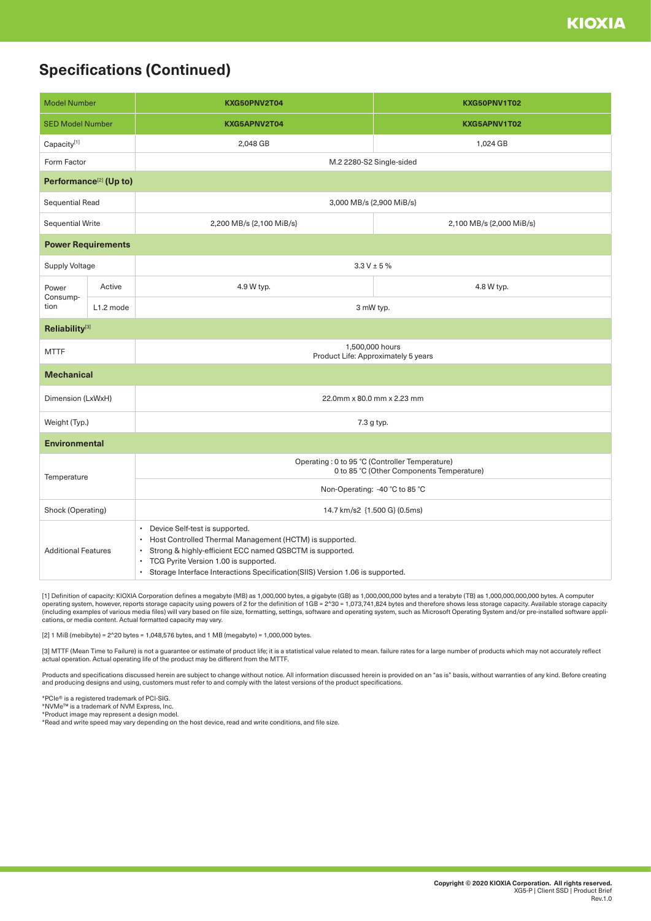## Specifications (Continued)

| Model Number | | KXG50PNV2T04 | KXG50PNV1T02 |
|---|---|---|---|
| SED Model Number | | KXG5APNV2T04 | KXG5APNV1T02 |
| Capacity[1] | | 2,048 GB | 1,024 GB |
| Form Factor | | M.2 2280-S2 Single-sided | |
| **Performance[2] (Up to)** | | | |
| Sequential Read | | 3,000 MB/s (2,900 MiB/s) | |
| Sequential Write | | 2,200 MB/s (2,100 MiB/s) | 2,100 MB/s (2,000 MiB/s) |
| **Power Requirements** | | | |
| Supply Voltage | | 3.3 V ± 5 % | |
| Power Consumption | Active | 4.9 W typ. | 4.8 W typ. |
| | L1.2 mode | 3 mW typ. | |
| **Reliability[3]** | | | |
| MTTF | | 1,500,000 hours<br>Product Life: Approximately 5 years | |
| **Mechanical** | | | |
| Dimension (LxWxH) | | 22.0mm x 80.0 mm x 2.23 mm | |
| Weight (Typ.) | | 7.3 g typ. | |
| **Environmental** | | | |
| Temperature | | Operating : 0 to 95 °C (Controller Temperature)<br>0 to 85 °C (Other Components Temperature) | |
| | | Non-Operating: -40 °C to 85 °C | |
| Shock (Operating) | | 14.7 km/s2 (1.500 G) (0.5ms) | |
| Additional Features | | • Device Self-test is supported.<br>• Host Controlled Thermal Management (HCTM) is supported.<br>• Strong & highly-efficient ECC named QSBCTM is supported.<br>• TCG Pyrite Version 1.00 is supported.<br>• Storage Interface Interactions Specification(SIIS) Version 1.06 is supported. | |

[1] Definition of capacity: KIOXIA Corporation defines a megabyte (MB) as 1,000,000 bytes, a gigabyte (GB) as 1,000,000,000 bytes and a terabyte (TB) as 1,000,000,000,000 bytes. A computer operating system, however, reports storage capacity using powers of 2 for the definition of 1GB = 2^30 = 1,073,741,824 bytes and therefore shows less storage capacity. Available storage capacity (including examples of various media files) will vary based on file size, formatting, settings, software and operating system, such as Microsoft Operating System and/or pre-installed software applications, or media content. Actual formatted capacity may vary.

[2] 1 MiB (mebibyte) = 2^20 bytes = 1,048,576 bytes, and 1 MB (megabyte) = 1,000,000 bytes.

[3] MTTF (Mean Time to Failure) is not a guarantee or estimate of product life; it is a statistical value related to mean. failure rates for a large number of products which may not accurately reflect actual operation. Actual operating life of the product may be different from the MTTF.

Products and specifications discussed herein are subject to change without notice. All information discussed herein is provided on an "as is" basis, without warranties of any kind. Before creating and producing designs and using, customers must refer to and comply with the latest versions of the product specifications.

*PCIe® is a registered trademark of PCI-SIG.
*NVMe™ is a trademark of NVM Express, Inc.
*Product image may represent a design model.
*Read and write speed may vary depending on the host device, read and write conditions, and file size.

**Copyright © 2020 KIOXIA Corporation. All rights reserved.**
XG5-P | Client SSD | Product Brief
Rev.1.0